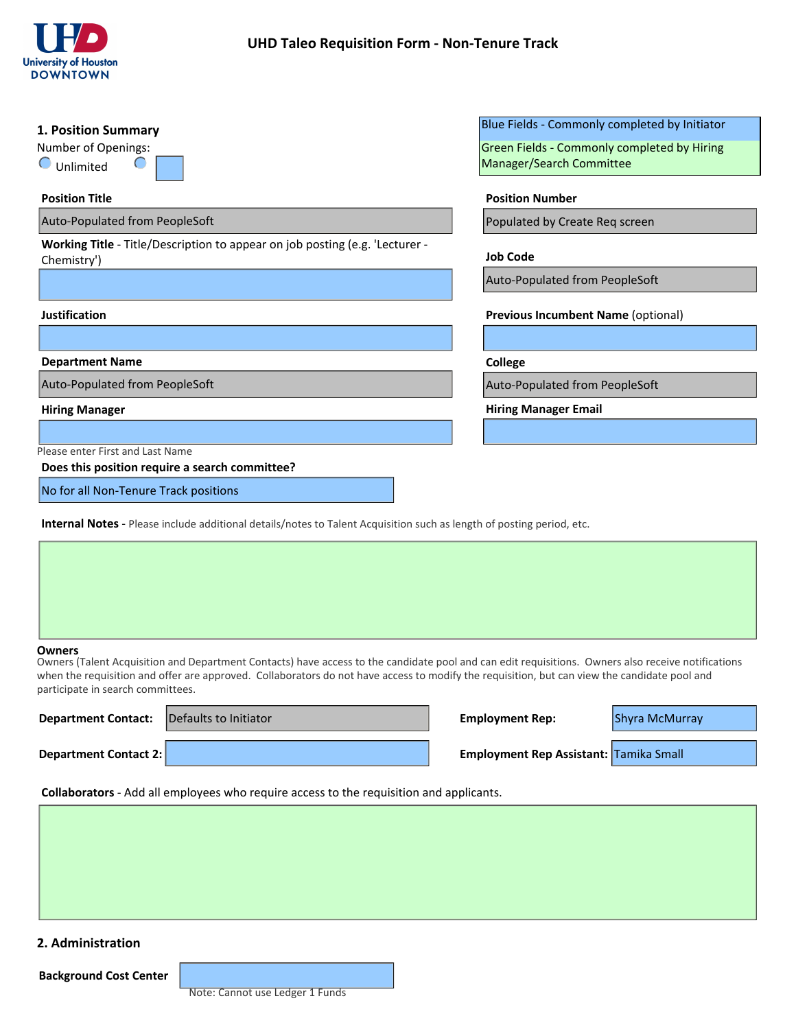# UHD Taleo Requisition Form - Non-Tenure Track

University of Houston DOWNTOWN

Blue Fields - Commonly completed by Initiator

Green Fields - Commonly completed by Hiring Manager/Search Committee

## 1. Position Summary

Number of Openings:

○ Unlimited ○ ____

**Position Title**

Auto-Populated from PeopleSoft

**Position Number**

Populated by Create Req screen

**Working Title** - Title/Description to appear on job posting (e.g. 'Lecturer - Chemistry')

**Job Code**

Auto-Populated from PeopleSoft

**Justification**

**Previous Incumbent Name** (optional)

**Department Name**

Auto-Populated from PeopleSoft

**College**

Auto-Populated from PeopleSoft

**Hiring Manager**

Please enter First and Last Name

**Hiring Manager Email**

**Does this position require a search committee?**

No for all Non-Tenure Track positions

**Internal Notes** - Please include additional details/notes to Talent Acquisition such as length of posting period, etc.

**Owners**

Owners (Talent Acquisition and Department Contacts) have access to the candidate pool and can edit requisitions. Owners also receive notifications when the requisition and offer are approved. Collaborators do not have access to modify the requisition, but can view the candidate pool and participate in search committees.

**Department Contact:** Defaults to Initiator

**Employment Rep:** Shyra McMurray

**Department Contact 2:**

**Employment Rep Assistant:** Tamika Small

**Collaborators** - Add all employees who require access to the requisition and applicants.

## 2. Administration

**Background Cost Center**

Note: Cannot use Ledger 1 Funds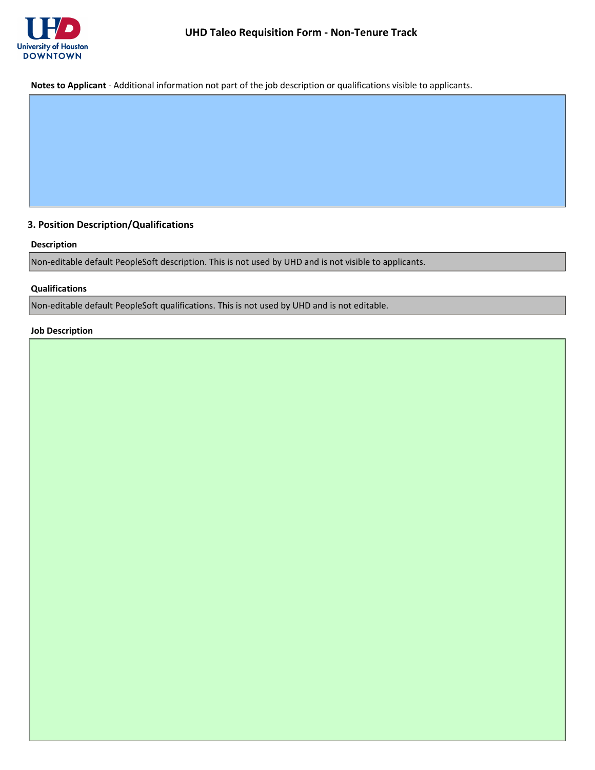**Notes to Applicant** - Additional information not part of the job description or qualifications visible to applicants.

## 3. Position Description/Qualifications

**Description**

Non-editable default PeopleSoft description. This is not used by UHD and is not visible to applicants.

**Qualifications**

Non-editable default PeopleSoft qualifications. This is not used by UHD and is not editable.

**Job Description**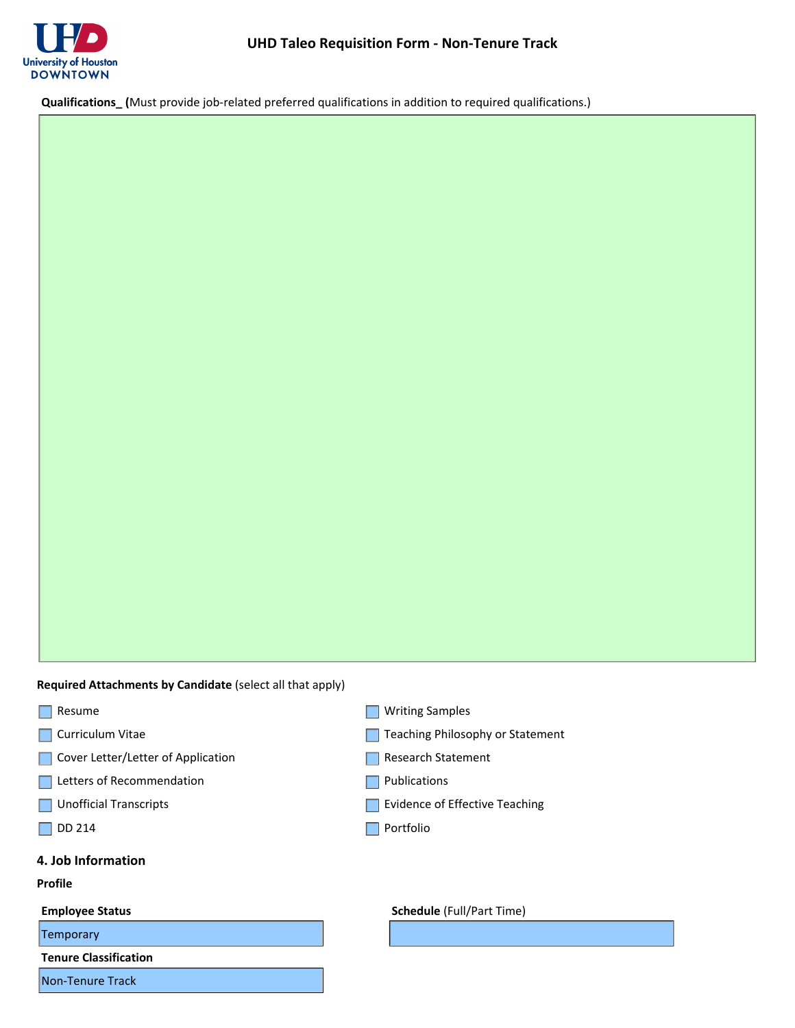# UHD Taleo Requisition Form - Non-Tenure Track

**Qualifications_ (**Must provide job-related preferred qualifications in addition to required qualifications.)

**Required Attachments by Candidate** (select all that apply)

- [ ] Resume
- [ ] Curriculum Vitae
- [ ] Cover Letter/Letter of Application
- [ ] Letters of Recommendation
- [ ] Unofficial Transcripts
- [ ] DD 214
- [ ] Writing Samples
- [ ] Teaching Philosophy or Statement
- [ ] Research Statement
- [ ] Publications
- [ ] Evidence of Effective Teaching
- [ ] Portfolio

## 4. Job Information

**Profile**

**Employee Status**

Temporary

**Schedule** (Full/Part Time)

**Tenure Classification**

Non-Tenure Track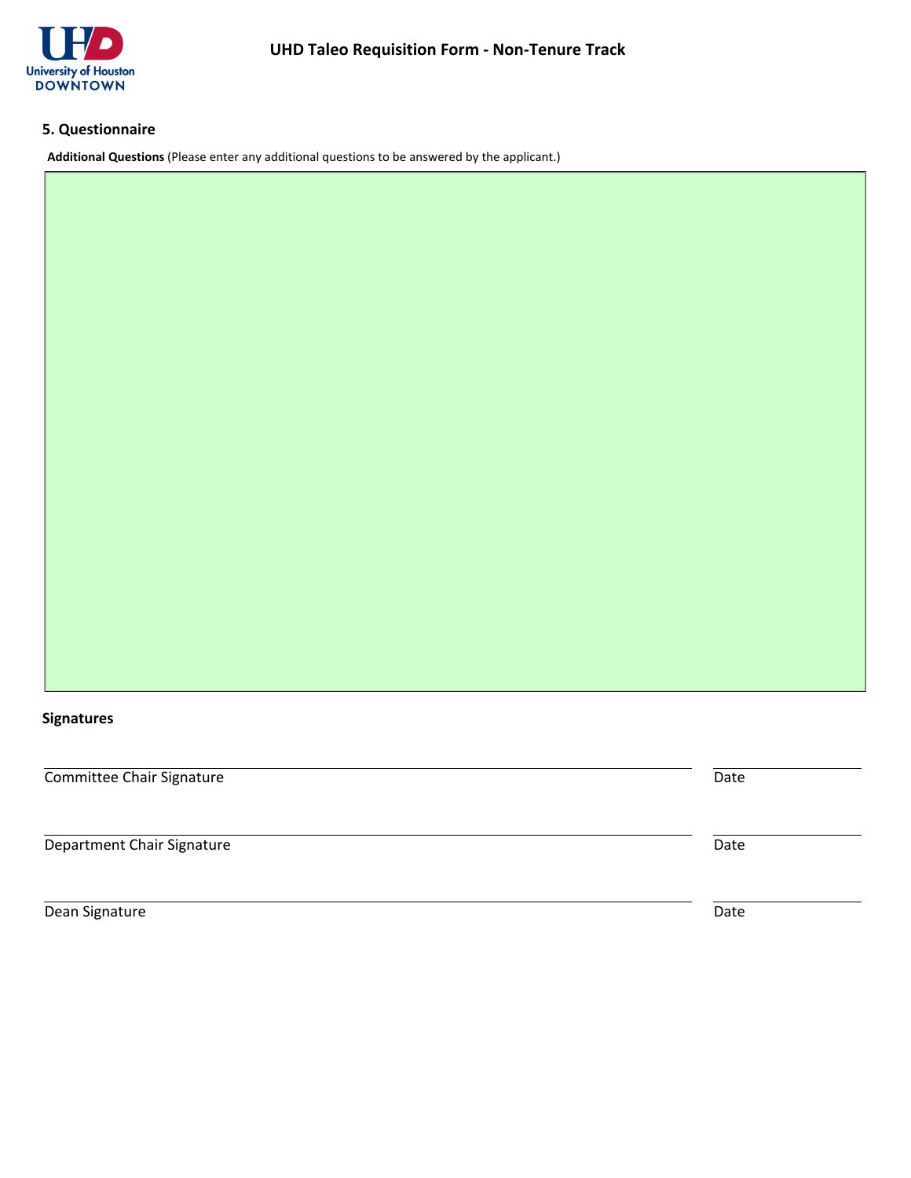# UHD Taleo Requisition Form - Non-Tenure Track

## 5. Questionnaire

**Additional Questions** (Please enter any additional questions to be answered by the applicant.)

## Signatures

Committee Chair Signature — Date

Department Chair Signature — Date

Dean Signature — Date